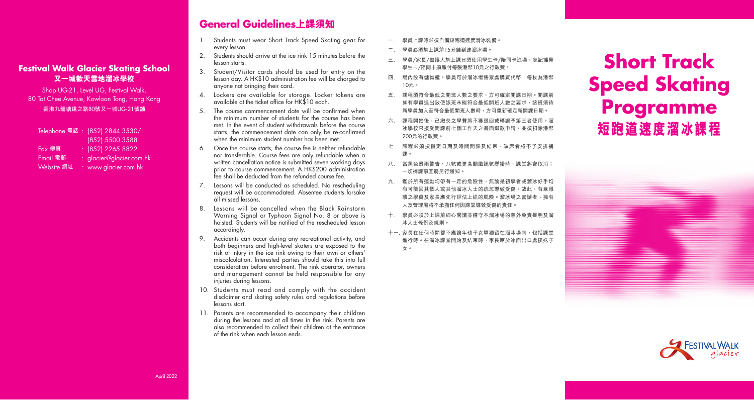# Short Track Speed Skating Programme 短跑道速度溜冰課程

## Festival Walk Glacier Skating School 又一城歡天雪地溜冰學校

Shop UG-21, Level UG, Festival Walk,
80 Tat Chee Avenue, Kowloon Tong, Hong Kong
香港九龍塘達之路80號又一城UG-21號舖

Telephone 電話 : (852) 2844 3530/ (852) 5500 3588
Fax 傳真 : (852) 2265 8822
Email 電郵 : glacier@glacier.com.hk
Website 網址 : www.glacier.com.hk

## General Guidelines上課須知

1. Students must wear Short Track Speed Skating gear for every lesson.
2. Students should arrive at the ice rink 15 minutes before the lesson starts.
3. Student/Visitor cards should be used for entry on the lesson day. A HK$10 administration fee will be charged to anyone not bringing their card.
4. Lockers are available for storage. Locker tokens are available at the ticket office for HK$10 each.
5. The course commencement date will be confirmed when the minimum number of students for the course has been met. In the event of student withdrawals before the course starts, the commencement date can only be re-confirmed when the minimum student number has been met.
6. Once the course starts, the course fee is neither refundable nor transferable. Course fees are only refundable when a written cancellation notice is submitted seven working days prior to course commencement. A HK$200 administration fee shall be deducted from the refunded course fee.
7. Lessons will be conducted as scheduled. No rescheduling request will be accommodated. Absentee students forsake all missed lessons.
8. Lessons will be cancelled when the Black Rainstorm Warning Signal or Typhoon Signal No. 8 or above is hoisted. Students will be notified of the rescheduled lesson accordingly.
9. Accidents can occur during any recreational activity, and both beginners and high-level skaters are exposed to the risk of injury in the ice rink owing to their own or others' miscalculation. Interested parties should take this into full consideration before enrolment. The rink operator, owners and management cannot be held responsible for any injuries during lessons.
10. Students must read and comply with the accident disclaimer and skating safety rules and regulations before lessons start.
11. Parents are recommended to accompany their children during the lessons and at all times in the rink. Parents are also recommended to collect their children at the entrance of the rink when each lesson ends.

一. 學員上課時必須自備短跑道速度滑冰裝備。

二. 學員必須於上課前15分鐘到達溜冰場。

三. 學員/家長/監護人於上課日須使用學生卡/陪同卡進場，忘記攜帶學生卡/陪同卡須繳付每張港幣10元之行政費。

四. 場內設有儲物櫃。學員可於溜冰場售票處購買代幣，每枚為港幣10元。

五. 課程須符合最低之開班人數之要求，方可確定開課日期。開課前如有學員退出致使該班未能符合最低開班人數之要求，該班須待新學員加入至符合最低開班人數時，方可重新確定新開課日期。

六. 課程開始後，已繳交之學費將不獲退回或轉讓予第三者使用。溜冰學校只接受開課前七個工作天之書面退款申請，並須扣除港幣200元的行政費。

七. 課程必須按指定日期及時間開課及結束，缺席者將不予安排補課。

八. 當黑色暴雨警告、八號或更高颱風訊號懸掛時，課堂將會取消；一切補課事宜將另行通知。

九. 鑑於所有運動均帶有一定的危險性，無論是初學者或溜冰好手均有可能因其個人或其他溜冰人士的疏忽導致受傷。故此，有意報讀之學員及家長應先行評估上述的風險。溜冰場之營辦者、擁有人及管理層將不承擔任何因課堂導致受傷的責任。

十. 學員必須於上課前細心閱讀並遵守本溜冰場的意外免責聲明及溜冰人士條例及規則。

十一. 家長在任何時間都不應讓年幼子女單獨留在溜冰場內，包括課堂進行時。在溜冰課堂開始及結束時，家長應於冰面出口處接送子女。

April 2022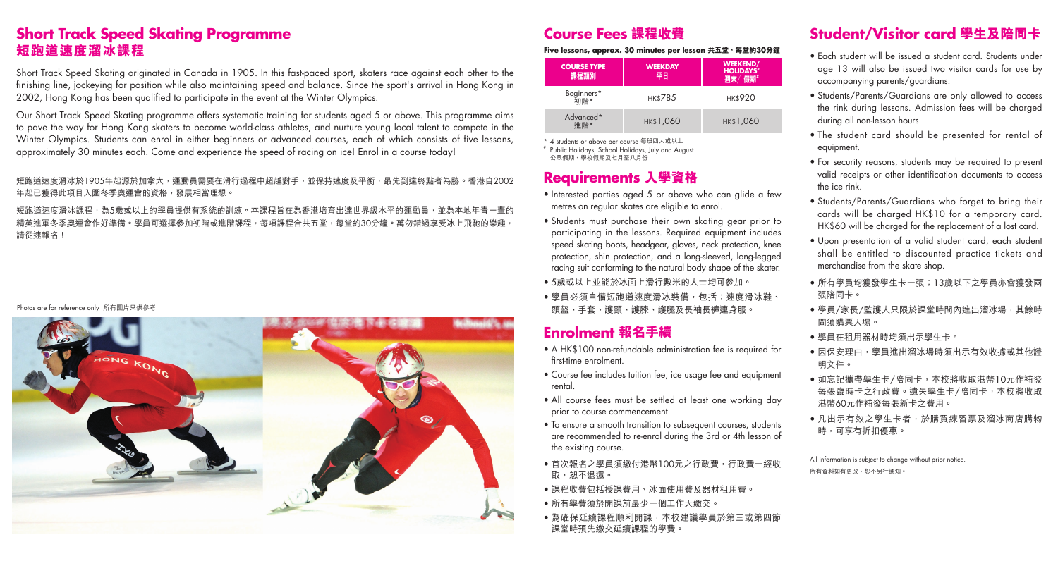## Short Track Speed Skating Programme
## 短跑道速度溜冰課程

Short Track Speed Skating originated in Canada in 1905. In this fast-paced sport, skaters race against each other to the finishing line, jockeying for position while also maintaining speed and balance. Since the sport's arrival in Hong Kong in 2002, Hong Kong has been qualified to participate in the event at the Winter Olympics.

Our Short Track Speed Skating programme offers systematic training for students aged 5 or above. This programme aims to pave the way for Hong Kong skaters to become world-class athletes, and nurture young local talent to compete in the Winter Olympics. Students can enrol in either beginners or advanced courses, each of which consists of five lessons, approximately 30 minutes each. Come and experience the speed of racing on ice! Enrol in a course today!

短跑道速度滑冰於1905年起源於加拿大，運動員需要在滑行過程中超越對手，並保持速度及平衡，最先到達終點者為勝。香港自2002年起已獲得此項目入圍冬季奧運會的資格，發展相當理想。

短跑道速度滑冰課程，為5歲或以上的學員提供有系統的訓練。本課程旨在為香港培育出達世界級水平的運動員，並為本地年青一輩的精英進軍冬季奧運會作好準備。學員可選擇參加初階或進階課程，每項課程合共五堂，每堂約30分鐘。萬勿錯過享受冰上飛馳的樂趣，請從速報名！

Photos are for reference only 所有圖片只供參考

## Course Fees 課程收費

**Five lessons, approx. 30 minutes per lesson 共五堂，每堂約30分鐘**

| COURSE TYPE 課程類別 | WEEKDAY 平日 | WEEKEND/ HOLIDAYS# 週末/假期# |
|---|---|---|
| Beginners* 初階* | HK$785 | HK$920 |
| Advanced* 進階* | HK$1,060 | HK$1,060 |

\* 4 students or above per course 每班四人或以上

\# Public Holidays, School Holidays, July and August 公眾假期、學校假期及七月至八月份

## Requirements 入學資格

- Interested parties aged 5 or above who can glide a few metres on regular skates are eligible to enrol.
- Students must purchase their own skating gear prior to participating in the lessons. Required equipment includes speed skating boots, headgear, gloves, neck protection, knee protection, shin protection, and a long-sleeved, long-legged racing suit conforming to the natural body shape of the skater.
- 5歲或以上並能於冰面上滑行數米的人士均可參加。
- 學員必須自備短跑道速度滑冰裝備，包括：速度滑冰鞋、頭盔、手套、護頸、護膝、護腿及長袖長褲連身服。

## Enrolment 報名手續

- A HK$100 non-refundable administration fee is required for first-time enrolment.
- Course fee includes tuition fee, ice usage fee and equipment rental.
- All course fees must be settled at least one working day prior to course commencement.
- To ensure a smooth transition to subsequent courses, students are recommended to re-enrol during the 3rd or 4th lesson of the existing course.
- 首次報名之學員須繳付港幣100元之行政費，行政費一經收取，恕不退還。
- 課程收費包括授課費用、冰面使用費及器材租用費。
- 所有學費須於開課前最少一個工作天繳交。
- 為確保延續課程順利開課，本校建議學員於第三或第四節課堂時預先繳交延續課程的學費。

## Student/Visitor card 學生及陪同卡

- Each student will be issued a student card. Students under age 13 will also be issued two visitor cards for use by accompanying parents/guardians.
- Students/Parents/Guardians are only allowed to access the rink during lessons. Admission fees will be charged during all non-lesson hours.
- The student card should be presented for rental of equipment.
- For security reasons, students may be required to present valid receipts or other identification documents to access the ice rink.
- Students/Parents/Guardians who forget to bring their cards will be charged HK$10 for a temporary card. HK$60 will be charged for the replacement of a lost card.
- Upon presentation of a valid student card, each student shall be entitled to discounted practice tickets and merchandise from the skate shop.
- 所有學員均獲發學生卡一張；13歲以下之學員亦會獲發兩張陪同卡。
- 學員/家長/監護人只限於課堂時間內進出溜冰場，其餘時間須購票入場。
- 學員在租用器材時均須出示學生卡。
- 因保安理由，學員進出溜冰場時須出示有效收據或其他證明文件。
- 如忘記攜帶學生卡/陪同卡，本校將收取港幣10元作補發每張臨時卡之行政費。遺失學生卡/陪同卡，本校將收取港幣60元作補發每張新卡之費用。
- 凡出示有效之學生卡者，於購買練習票及溜冰商店購物時，可享有折扣優惠。

All information is subject to change without prior notice.

所有資料如有更改，恕不另行通知。